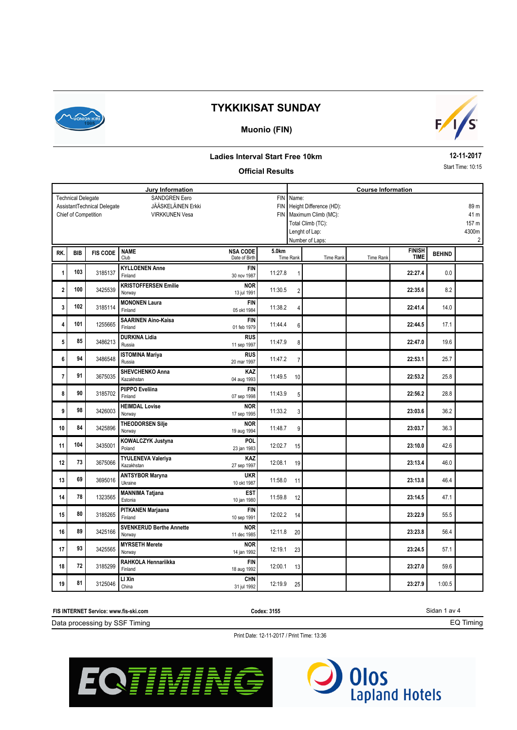# TYKKIKISAT SUNDAY

## Muonio (FIN)

### Ladies Interval Start Free 10km

**12-11-2017**

Start Time: 10:15

### Official Results

| Jury Information | | | Course Information | |
|---|---|---|---|---|
| Technical Delegate | SANDGREN Eero | FIN | Name: | |
| AssistantTechnical Delegate | JÄÄSKELÄINEN Erkki | FIN | Height Difference (HD): | 89 m |
| Chief of Competition | VIRKKUNEN Vesa | FIN | Maximum Climb (MC): | 41 m |
| | | | Total Climb (TC): | 157 m |
| | | | Lenght of Lap: | 4300m |
| | | | Number of Laps: | 2 |

| RK. | BIB | FIS CODE | NAME / Club | NSA CODE / Date of Birth | 5.0km Time | Rank | Time Rank | Time Rank | FINISH TIME | BEHIND |
|---|---|---|---|---|---|---|---|---|---|---|
| 1 | 103 | 3185137 | KYLLOENEN Anne / Finland | FIN / 30 nov 1987 | 11:27.8 | 1 | | | 22:27.4 | 0.0 |
| 2 | 100 | 3425539 | KRISTOFFERSEN Emilie / Norway | NOR / 13 jul 1991 | 11:30.5 | 2 | | | 22:35.6 | 8.2 |
| 3 | 102 | 3185114 | MONONEN Laura / Finland | FIN / 05 okt 1984 | 11:38.2 | 4 | | | 22:41.4 | 14.0 |
| 4 | 101 | 1255665 | SAARINEN Aino-Kaisa / Finland | FIN / 01 feb 1979 | 11:44.4 | 6 | | | 22:44.5 | 17.1 |
| 5 | 85 | 3486213 | DURKINA Lidia / Russia | RUS / 11 sep 1997 | 11:47.9 | 8 | | | 22:47.0 | 19.6 |
| 6 | 94 | 3486548 | ISTOMINA Mariya / Russia | RUS / 20 mar 1997 | 11:47.2 | 7 | | | 22:53.1 | 25.7 |
| 7 | 91 | 3675035 | SHEVCHENKO Anna / Kazakhstan | KAZ / 04 aug 1993 | 11:49.5 | 10 | | | 22:53.2 | 25.8 |
| 8 | 90 | 3185702 | PIIPPO Eveliina / Finland | FIN / 07 sep 1998 | 11:43.9 | 5 | | | 22:56.2 | 28.8 |
| 9 | 98 | 3426003 | HEIMDAL Lovise / Norway | NOR / 17 sep 1995 | 11:33.2 | 3 | | | 23:03.6 | 36.2 |
| 10 | 84 | 3425896 | THEODORSEN Silje / Norway | NOR / 19 aug 1994 | 11:48.7 | 9 | | | 23:03.7 | 36.3 |
| 11 | 104 | 3435001 | KOWALCZYK Justyna / Poland | POL / 23 jan 1983 | 12:02.7 | 15 | | | 23:10.0 | 42.6 |
| 12 | 73 | 3675066 | TYULENEVA Valeriya / Kazakhstan | KAZ / 27 sep 1997 | 12:08.1 | 19 | | | 23:13.4 | 46.0 |
| 13 | 69 | 3695016 | ANTSYBOR Maryna / Ukraine | UKR / 10 okt 1987 | 11:58.0 | 11 | | | 23:13.8 | 46.4 |
| 14 | 78 | 1323565 | MANNIMA Tatjana / Estonia | EST / 10 jan 1980 | 11:59.8 | 12 | | | 23:14.5 | 47.1 |
| 15 | 80 | 3185265 | PITKANEN Marjaana / Finland | FIN / 10 sep 1991 | 12:02.2 | 14 | | | 23:22.9 | 55.5 |
| 16 | 89 | 3425166 | SVENKERUD Berthe Annette / Norway | NOR / 11 dec 1985 | 12:11.8 | 20 | | | 23:23.8 | 56.4 |
| 17 | 93 | 3425565 | MYRSETH Merete / Norway | NOR / 14 jan 1992 | 12:19.1 | 23 | | | 23:24.5 | 57.1 |
| 18 | 72 | 3185299 | RAHKOLA Hennariikka / Finland | FIN / 18 aug 1992 | 12:00.1 | 13 | | | 23:27.0 | 59.6 |
| 19 | 81 | 3125046 | LI Xin / China | CHN / 31 jul 1992 | 12:19.9 | 25 | | | 23:27.9 | 1:00.5 |

FIS INTERNET Service: www.fis-ski.com

Codex: 3155

Data processing by SSF Timing

EQ Timing

Print Date: 12-11-2017 / Print Time: 13:36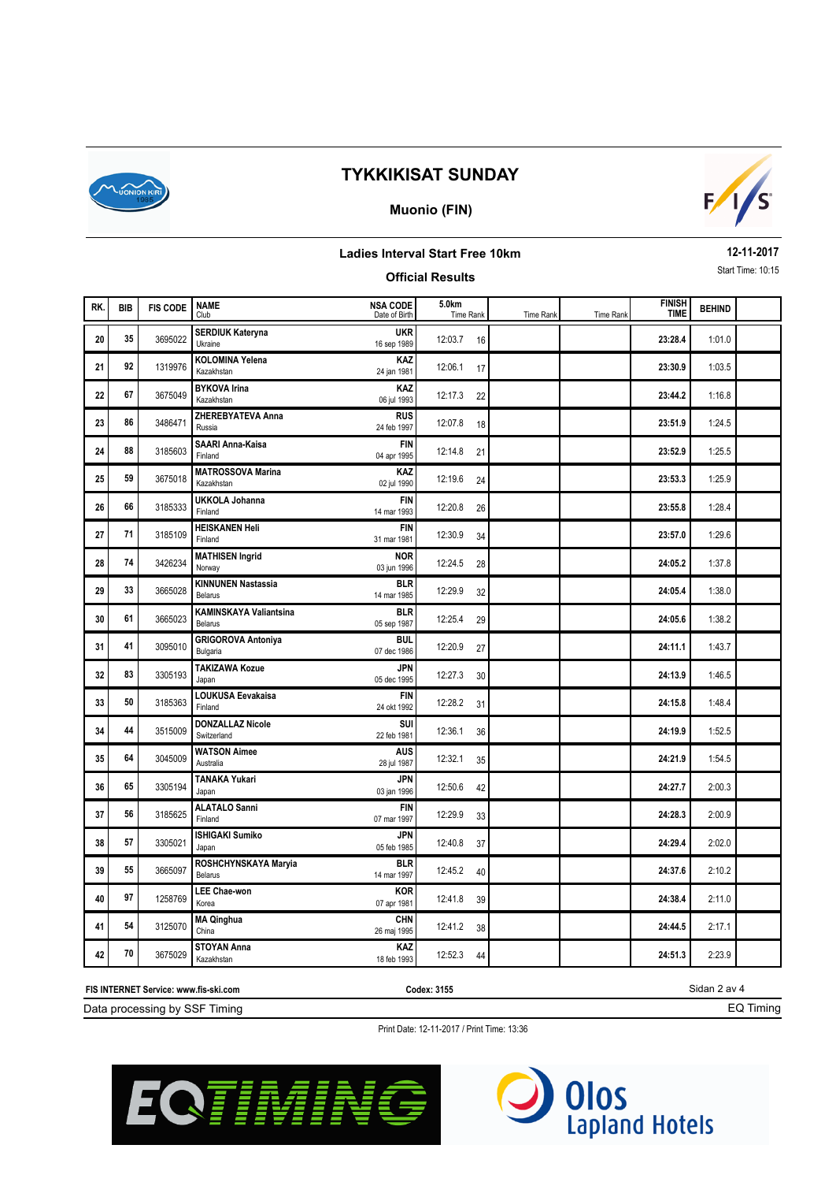# TYKKIKISAT SUNDAY

## Muonio (FIN)

### Ladies Interval Start Free 10km

**12-11-2017**

### Official Results

Start Time: 10:15

| RK. | BIB | FIS CODE | NAME / Club | NSA CODE / Date of Birth | 5.0km Time | Rank | Time Rank | Time Rank | FINISH TIME | BEHIND |
|---|---|---|---|---|---|---|---|---|---|---|
| 20 | 35 | 3695022 | **SERDIUK Kateryna** Ukraine | **UKR** 16 sep 1989 | 12:03.7 | 16 | | | **23:28.4** | 1:01.0 |
| 21 | 92 | 1319976 | **KOLOMINA Yelena** Kazakhstan | **KAZ** 24 jan 1981 | 12:06.1 | 17 | | | **23:30.9** | 1:03.5 |
| 22 | 67 | 3675049 | **BYKOVA Irina** Kazakhstan | **KAZ** 06 jul 1993 | 12:17.3 | 22 | | | **23:44.2** | 1:16.8 |
| 23 | 86 | 3486471 | **ZHEREBYATEVA Anna** Russia | **RUS** 24 feb 1997 | 12:07.8 | 18 | | | **23:51.9** | 1:24.5 |
| 24 | 88 | 3185603 | **SAARI Anna-Kaisa** Finland | **FIN** 04 apr 1995 | 12:14.8 | 21 | | | **23:52.9** | 1:25.5 |
| 25 | 59 | 3675018 | **MATROSSOVA Marina** Kazakhstan | **KAZ** 02 jul 1990 | 12:19.6 | 24 | | | **23:53.3** | 1:25.9 |
| 26 | 66 | 3185333 | **UKKOLA Johanna** Finland | **FIN** 14 mar 1993 | 12:20.8 | 26 | | | **23:55.8** | 1:28.4 |
| 27 | 71 | 3185109 | **HEISKANEN Heli** Finland | **FIN** 31 mar 1981 | 12:30.9 | 34 | | | **23:57.0** | 1:29.6 |
| 28 | 74 | 3426234 | **MATHISEN Ingrid** Norway | **NOR** 03 jun 1996 | 12:24.5 | 28 | | | **24:05.2** | 1:37.8 |
| 29 | 33 | 3665028 | **KINNUNEN Nastassia** Belarus | **BLR** 14 mar 1985 | 12:29.9 | 32 | | | **24:05.4** | 1:38.0 |
| 30 | 61 | 3665023 | **KAMINSKAYA Valiantsina** Belarus | **BLR** 05 sep 1987 | 12:25.4 | 29 | | | **24:05.6** | 1:38.2 |
| 31 | 41 | 3095010 | **GRIGOROVA Antoniya** Bulgaria | **BUL** 07 dec 1986 | 12:20.9 | 27 | | | **24:11.1** | 1:43.7 |
| 32 | 83 | 3305193 | **TAKIZAWA Kozue** Japan | **JPN** 05 dec 1995 | 12:27.3 | 30 | | | **24:13.9** | 1:46.5 |
| 33 | 50 | 3185363 | **LOUKUSA Eevakaisa** Finland | **FIN** 24 okt 1992 | 12:28.2 | 31 | | | **24:15.8** | 1:48.4 |
| 34 | 44 | 3515009 | **DONZALLAZ Nicole** Switzerland | **SUI** 22 feb 1981 | 12:36.1 | 36 | | | **24:19.9** | 1:52.5 |
| 35 | 64 | 3045009 | **WATSON Aimee** Australia | **AUS** 28 jul 1987 | 12:32.1 | 35 | | | **24:21.9** | 1:54.5 |
| 36 | 65 | 3305194 | **TANAKA Yukari** Japan | **JPN** 03 jan 1996 | 12:50.6 | 42 | | | **24:27.7** | 2:00.3 |
| 37 | 56 | 3185625 | **ALATALO Sanni** Finland | **FIN** 07 mar 1997 | 12:29.9 | 33 | | | **24:28.3** | 2:00.9 |
| 38 | 57 | 3305021 | **ISHIGAKI Sumiko** Japan | **JPN** 05 feb 1985 | 12:40.8 | 37 | | | **24:29.4** | 2:02.0 |
| 39 | 55 | 3665097 | **ROSHCHYNSKAYA Maryia** Belarus | **BLR** 14 mar 1997 | 12:45.2 | 40 | | | **24:37.6** | 2:10.2 |
| 40 | 97 | 1258769 | **LEE Chae-won** Korea | **KOR** 07 apr 1981 | 12:41.8 | 39 | | | **24:38.4** | 2:11.0 |
| 41 | 54 | 3125070 | **MA Qinghua** China | **CHN** 26 maj 1995 | 12:41.2 | 38 | | | **24:44.5** | 2:17.1 |
| 42 | 70 | 3675029 | **STOYAN Anna** Kazakhstan | **KAZ** 18 feb 1993 | 12:52.3 | 44 | | | **24:51.3** | 2:23.9 |

**FIS INTERNET Service: www.fis-ski.com** | **Codex: 3155**

Data processing by SSF Timing | EQ Timing

Print Date: 12-11-2017 / Print Time: 13:36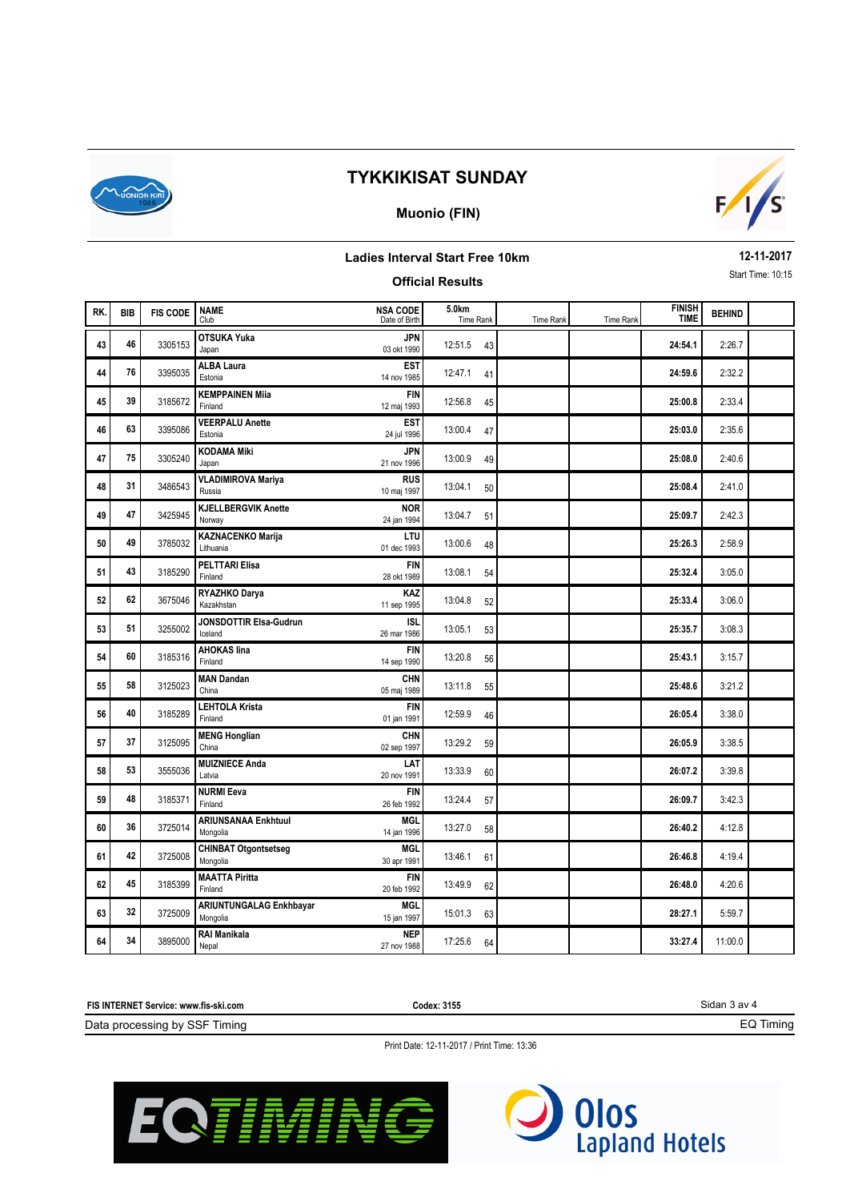# TYKKIKISAT SUNDAY

## Muonio (FIN)

### Ladies Interval Start Free 10km

### Official Results

12-11-2017

Start Time: 10:15

| RK. | BIB | FIS CODE | NAME / Club | NSA CODE / Date of Birth | 5.0km Time | Rank | Time | Rank | Time | Rank | FINISH TIME | BEHIND |
|---|---|---|---|---|---|---|---|---|---|---|---|---|
| 43 | 46 | 3305153 | **OTSUKA Yuka** Japan | **JPN** 03 okt 1990 | 12:51.5 | 43 | | | | | **24:54.1** | 2:26.7 |
| 44 | 76 | 3395035 | **ALBA Laura** Estonia | **EST** 14 nov 1985 | 12:47.1 | 41 | | | | | **24:59.6** | 2:32.2 |
| 45 | 39 | 3185672 | **KEMPPAINEN Miia** Finland | **FIN** 12 maj 1993 | 12:56.8 | 45 | | | | | **25:00.8** | 2:33.4 |
| 46 | 63 | 3395086 | **VEERPALU Anette** Estonia | **EST** 24 jul 1996 | 13:00.4 | 47 | | | | | **25:03.0** | 2:35.6 |
| 47 | 75 | 3305240 | **KODAMA Miki** Japan | **JPN** 21 nov 1996 | 13:00.9 | 49 | | | | | **25:08.0** | 2:40.6 |
| 48 | 31 | 3486543 | **VLADIMIROVA Mariya** Russia | **RUS** 10 maj 1997 | 13:04.1 | 50 | | | | | **25:08.4** | 2:41.0 |
| 49 | 47 | 3425945 | **KJELLBERGVIK Anette** Norway | **NOR** 24 jan 1994 | 13:04.7 | 51 | | | | | **25:09.7** | 2:42.3 |
| 50 | 49 | 3785032 | **KAZNACENKO Marija** Lithuania | **LTU** 01 dec 1993 | 13:00.6 | 48 | | | | | **25:26.3** | 2:58.9 |
| 51 | 43 | 3185290 | **PELTTARI Elisa** Finland | **FIN** 28 okt 1989 | 13:08.1 | 54 | | | | | **25:32.4** | 3:05.0 |
| 52 | 62 | 3675046 | **RYAZHKO Darya** Kazakhstan | **KAZ** 11 sep 1995 | 13:04.8 | 52 | | | | | **25:33.4** | 3:06.0 |
| 53 | 51 | 3255002 | **JONSDOTTIR Elsa-Gudrun** Iceland | **ISL** 26 mar 1986 | 13:05.1 | 53 | | | | | **25:35.7** | 3:08.3 |
| 54 | 60 | 3185316 | **AHOKAS Iina** Finland | **FIN** 14 sep 1990 | 13:20.8 | 56 | | | | | **25:43.1** | 3:15.7 |
| 55 | 58 | 3125023 | **MAN Dandan** China | **CHN** 05 maj 1989 | 13:11.8 | 55 | | | | | **25:48.6** | 3:21.2 |
| 56 | 40 | 3185289 | **LEHTOLA Krista** Finland | **FIN** 01 jan 1991 | 12:59.9 | 46 | | | | | **26:05.4** | 3:38.0 |
| 57 | 37 | 3125095 | **MENG Honglian** China | **CHN** 02 sep 1997 | 13:29.2 | 59 | | | | | **26:05.9** | 3:38.5 |
| 58 | 53 | 3555036 | **MUIZNIECE Anda** Latvia | **LAT** 20 nov 1991 | 13:33.9 | 60 | | | | | **26:07.2** | 3:39.8 |
| 59 | 48 | 3185371 | **NURMI Eeva** Finland | **FIN** 26 feb 1992 | 13:24.4 | 57 | | | | | **26:09.7** | 3:42.3 |
| 60 | 36 | 3725014 | **ARIUNSANAA Enkhtuul** Mongolia | **MGL** 14 jan 1996 | 13:27.0 | 58 | | | | | **26:40.2** | 4:12.8 |
| 61 | 42 | 3725008 | **CHINBAT Otgontsetseg** Mongolia | **MGL** 30 apr 1991 | 13:46.1 | 61 | | | | | **26:46.8** | 4:19.4 |
| 62 | 45 | 3185399 | **MAATTA Piritta** Finland | **FIN** 20 feb 1992 | 13:49.9 | 62 | | | | | **26:48.0** | 4:20.6 |
| 63 | 32 | 3725009 | **ARIUNTUNGALAG Enkhbayar** Mongolia | **MGL** 15 jan 1997 | 15:01.3 | 63 | | | | | **28:27.1** | 5:59.7 |
| 64 | 34 | 3895000 | **RAI Manikala** Nepal | **NEP** 27 nov 1988 | 17:25.6 | 64 | | | | | **33:27.4** | 11:00.0 |

FIS INTERNET Service: www.fis-ski.com | Codex: 3155

Data processing by SSF Timing | EQ Timing

Print Date: 12-11-2017 / Print Time: 13:36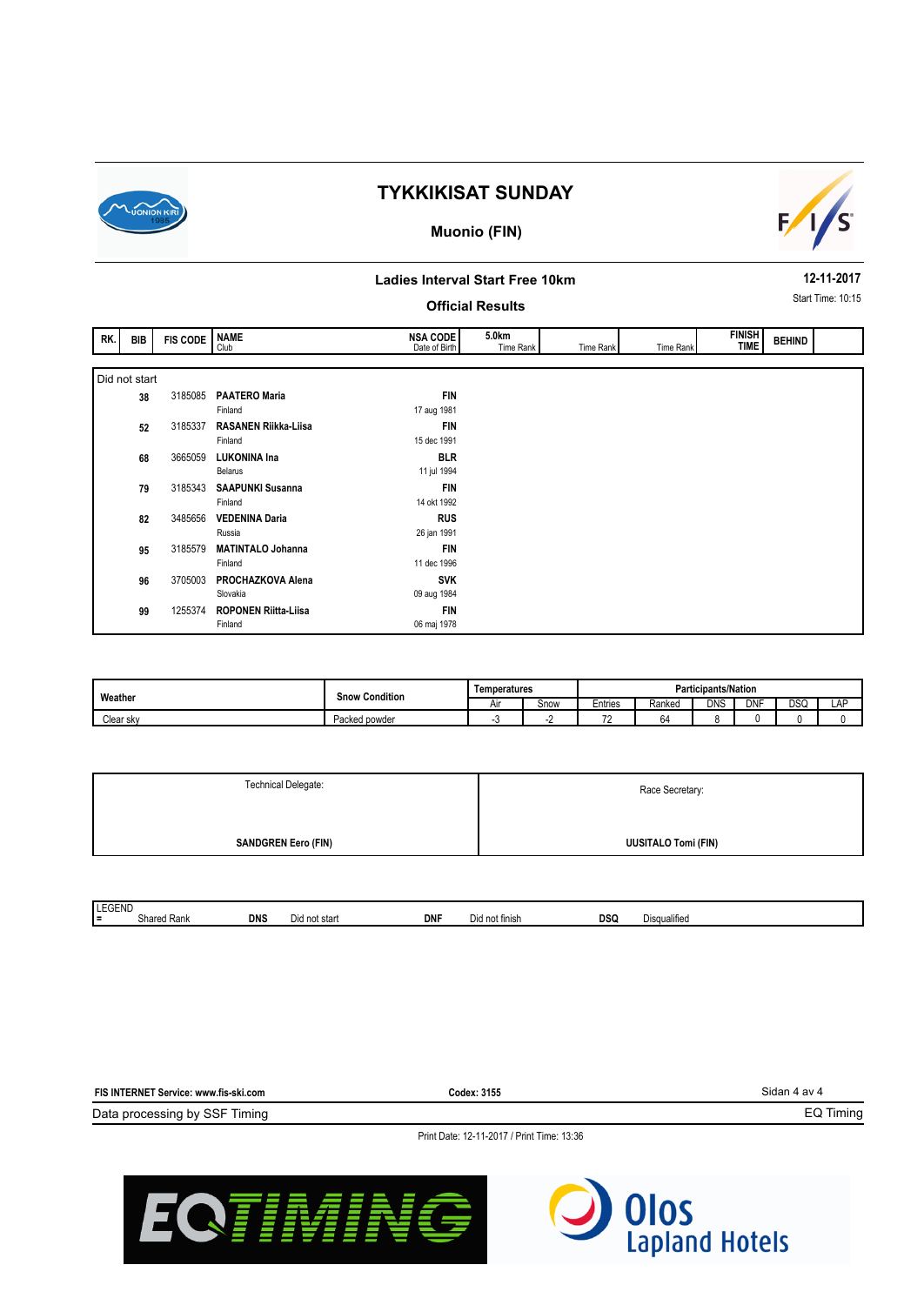# TYKKIKISAT SUNDAY

## Muonio (FIN)

### Ladies Interval Start Free 10km

**12-11-2017**

### Official Results

Start Time: 10:15

| RK. | BIB | FIS CODE | NAME<br>Club | NSA CODE<br>Date of Birth | 5.0km<br>Time Rank | Time Rank | Time Rank | FINISH TIME | BEHIND |
|---|---|---|---|---|---|---|---|---|---|
| **Did not start** | | | | | | | | | |
| | 38 | 3185085 | **PAATERO Maria**<br>Finland | **FIN**<br>17 aug 1981 | | | | | |
| | 52 | 3185337 | **RASANEN Riikka-Liisa**<br>Finland | **FIN**<br>15 dec 1991 | | | | | |
| | 68 | 3665059 | **LUKONINA Ina**<br>Belarus | **BLR**<br>11 jul 1994 | | | | | |
| | 79 | 3185343 | **SAAPUNKI Susanna**<br>Finland | **FIN**<br>14 okt 1992 | | | | | |
| | 82 | 3485656 | **VEDENINA Daria**<br>Russia | **RUS**<br>26 jan 1991 | | | | | |
| | 95 | 3185579 | **MATINTALO Johanna**<br>Finland | **FIN**<br>11 dec 1996 | | | | | |
| | 96 | 3705003 | **PROCHAZKOVA Alena**<br>Slovakia | **SVK**<br>09 aug 1984 | | | | | |
| | 99 | 1255374 | **ROPONEN Riitta-Liisa**<br>Finland | **FIN**<br>06 maj 1978 | | | | | |

| Weather | Snow Condition | Temperatures | | Participants/Nation | | | | | |
|---|---|---|---|---|---|---|---|---|---|
| | | Air | Snow | Entries | Ranked | DNS | DNF | DSQ | LAP |
| Clear sky | Packed powder | -3 | -2 | 72 | 64 | 8 | 0 | 0 | 0 |

| Technical Delegate: | Race Secretary: |
|---|---|
| **SANDGREN Eero (FIN)** | **UUSITALO Tomi (FIN)** |

LEGEND

| | | | | | | | |
|---|---|---|---|---|---|---|---|
| = | Shared Rank | **DNS** | Did not start | **DNF** | Did not finish | **DSQ** | Disqualified |

**FIS INTERNET Service: www.fis-ski.com** **Codex: 3155**

Data processing by SSF Timing — EQ Timing

Print Date: 12-11-2017 / Print Time: 13:36